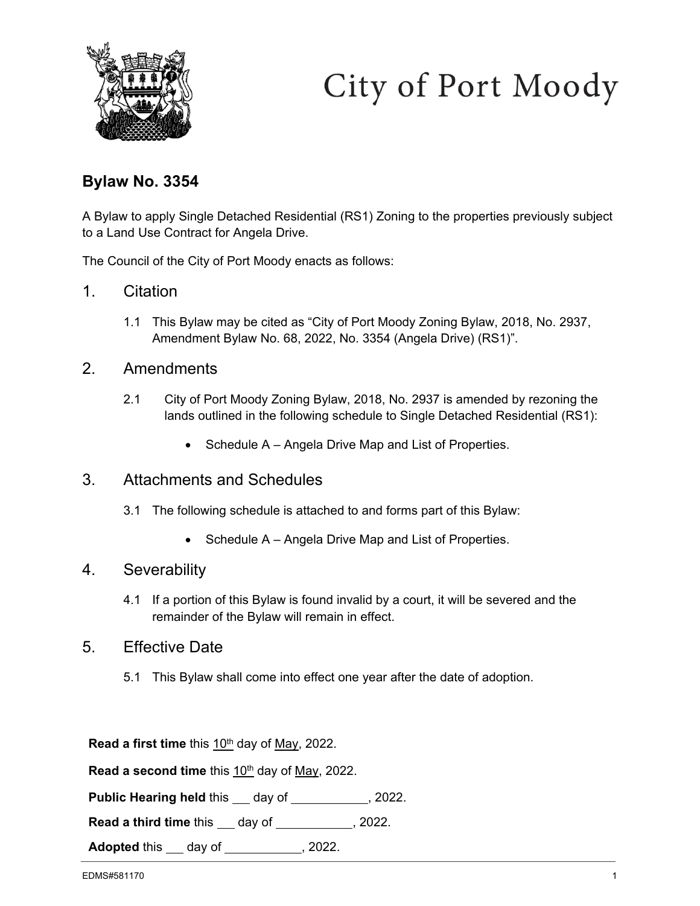City of Port Moody

## Bylaw No. 3354

A Bylaw to apply Single Detached Residential (RS1) Zoning to the properties previously subject to a Land Use Contract for Angela Drive.

The Council of the City of Port Moody enacts as follows:

### 1. Citation

1.1 This Bylaw may be cited as "City of Port Moody Zoning Bylaw, 2018, No. 2937, Amendment Bylaw No. 68, 2022, No. 3354 (Angela Drive) (RS1)".

### 2. Amendments

2.1 City of Port Moody Zoning Bylaw, 2018, No. 2937 is amended by rezoning the lands outlined in the following schedule to Single Detached Residential (RS1):

- Schedule A – Angela Drive Map and List of Properties.

### 3. Attachments and Schedules

3.1 The following schedule is attached to and forms part of this Bylaw:

- Schedule A – Angela Drive Map and List of Properties.

### 4. Severability

4.1 If a portion of this Bylaw is found invalid by a court, it will be severed and the remainder of the Bylaw will remain in effect.

### 5. Effective Date

5.1 This Bylaw shall come into effect one year after the date of adoption.

**Read a first time** this 10th day of May, 2022.

**Read a second time** this 10th day of May, 2022.

**Public Hearing held** this ___ day of ___________, 2022.

**Read a third time** this ___ day of ___________, 2022.

**Adopted** this ___ day of ___________, 2022.

EDMS#581170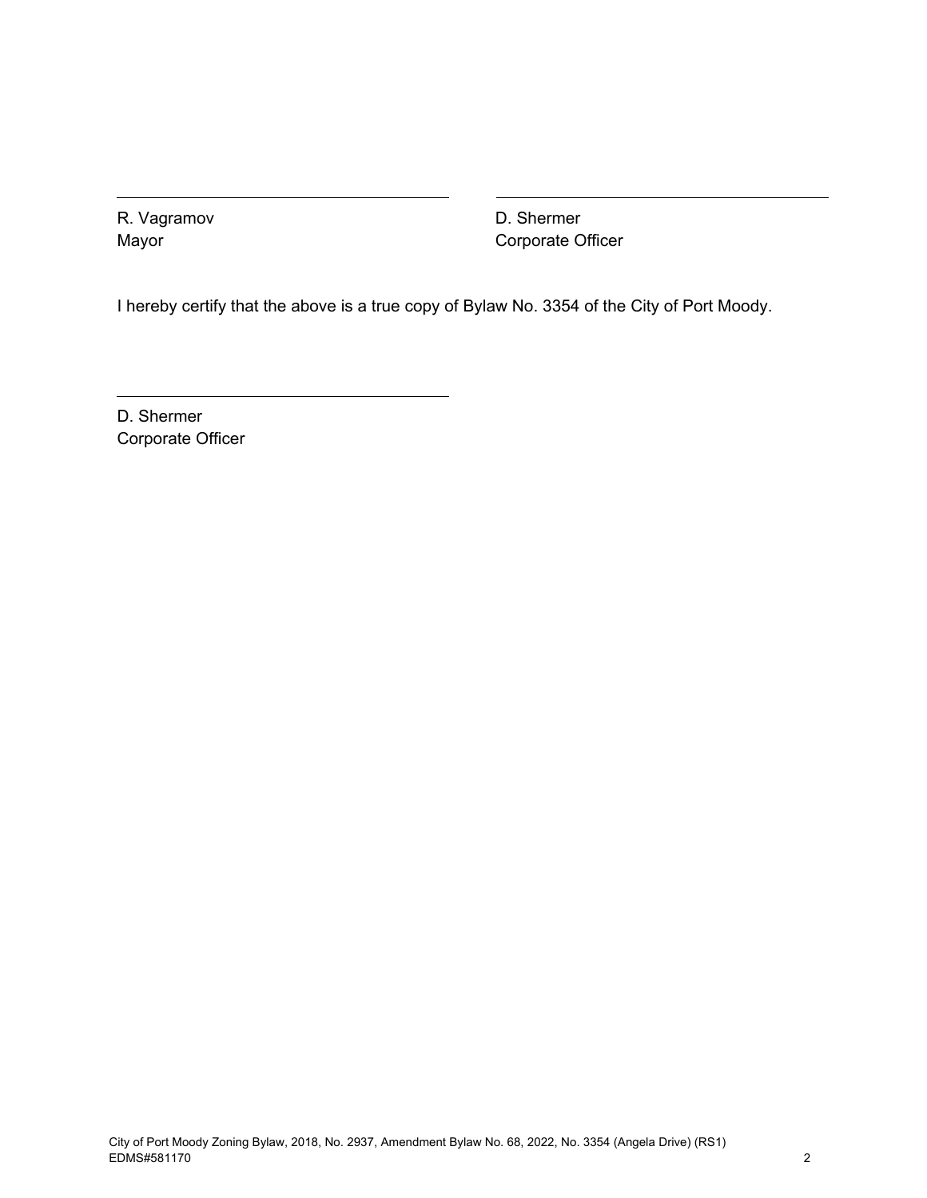R. Vagramov
Mayor

D. Shermer
Corporate Officer

I hereby certify that the above is a true copy of Bylaw No. 3354 of the City of Port Moody.

D. Shermer
Corporate Officer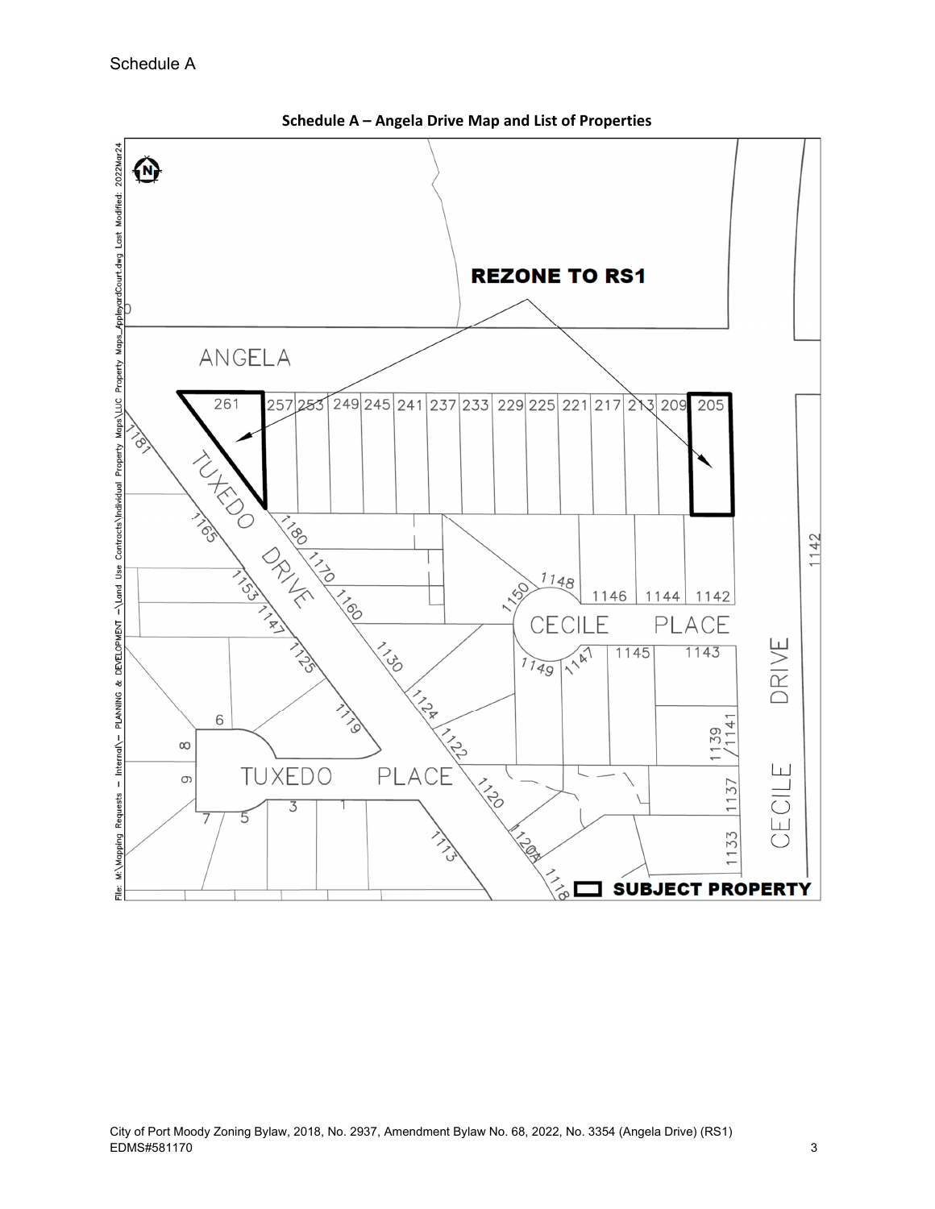Schedule A

**Schedule A – Angela Drive Map and List of Properties**

REZONE TO RS1

ANGELA

261 257 253 249 245 241 237 233 229 225 221 217 213 209 205

TUXEDO DRIVE

CECILE PLACE

CECILE DRIVE

TUXEDO PLACE

1181 1165 1153 1147 1125 1119 1180 1170 1160 1130 1124 1122 1120 1120A 1118 1113 1150 1148 1146 1144 1142 1149 1147 1145 1143 1139/1141 1137 1133 1142 6 8 9 7 5 3 1

SUBJECT PROPERTY

City of Port Moody Zoning Bylaw, 2018, No. 2937, Amendment Bylaw No. 68, 2022, No. 3354 (Angela Drive) (RS1)
EDMS#581170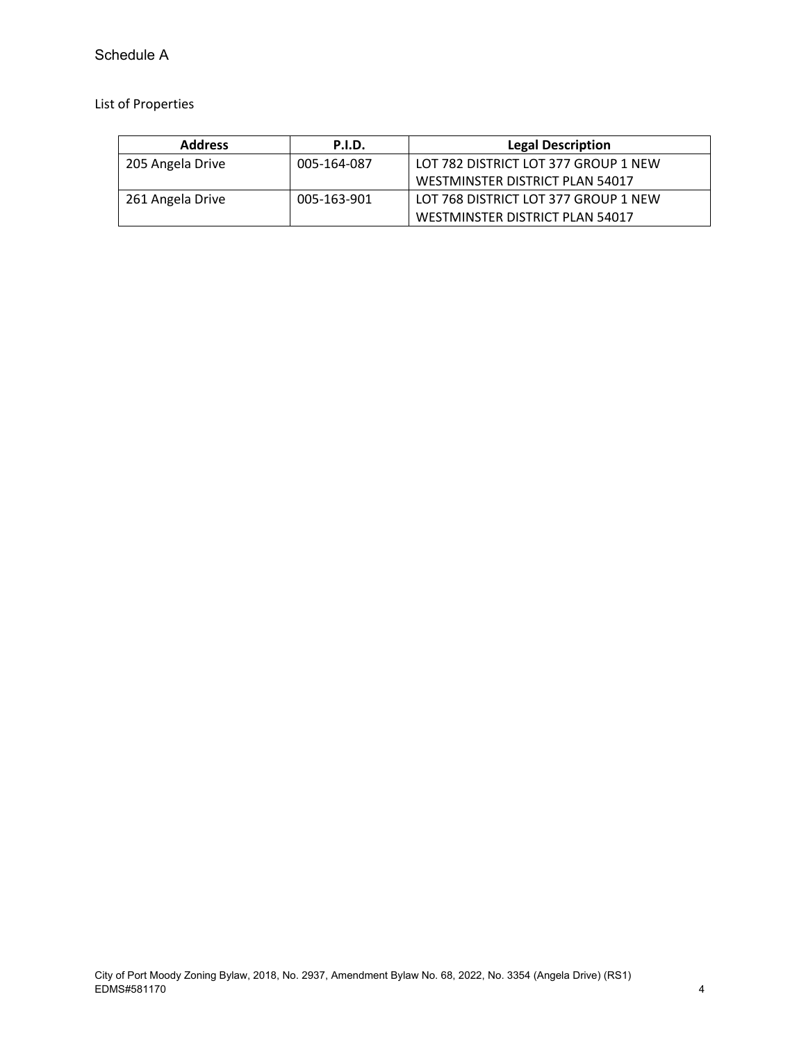Schedule A

List of Properties

| Address | P.I.D. | Legal Description |
|---|---|---|
| 205 Angela Drive | 005-164-087 | LOT 782 DISTRICT LOT 377 GROUP 1 NEW WESTMINSTER DISTRICT PLAN 54017 |
| 261 Angela Drive | 005-163-901 | LOT 768 DISTRICT LOT 377 GROUP 1 NEW WESTMINSTER DISTRICT PLAN 54017 |